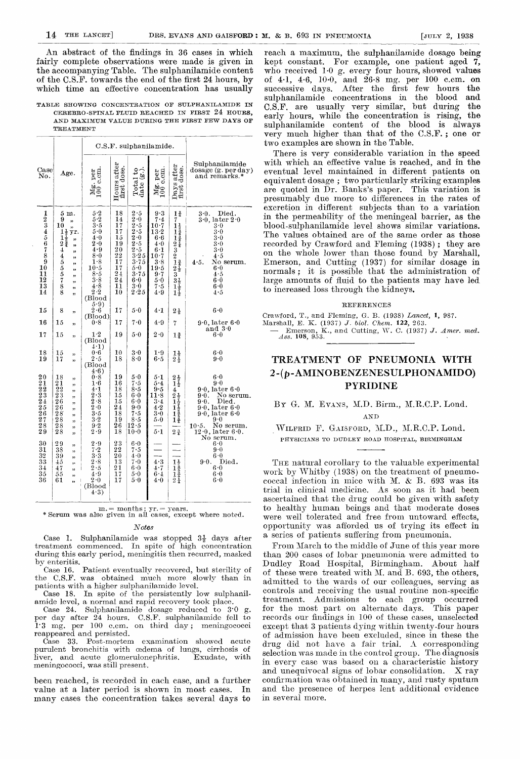An abstract of the findings in 36 cases in which fairly complete observations were made is given in the accompanying Table. The sulphanilamide content of the C.S.F. towards the end of the first 24 hours, by which time an effective concentration has usually been reached, is recorded in each case, and a further value at a later period is shown in most cases. In many cases the concentration takes several days to reach a maximum, the sulphanilamide dosage being kept constant. For example, one patient aged 7, who received 1·0 g. every four hours, showed values of 4·1, 4·6, 10·0, and 26·8 mg. per 100 c.cm. on successive days. After the first few hours the sulphanilamide concentrations in the blood and C.S.F. are usually very similar, but during the early hours, while the concentration is rising, the sulphanilamide content of the blood is always very much higher than that of the C.S.F.; one or two examples are shown in the Table.

TABLE SHOWING CONCENTRATION OF SULPHANILAMIDE IN CEREBRO-SPINAL FLUID REACHED IN FIRST 24 HOURS, AND MAXIMUM VALUE DURING THE FIRST FEW DAYS OF TREATMENT

| Case No. | Age. | C.S.F. sulphanilamide. | | | | | Sulphanilamide dosage (g. per day) and remarks.* |
|---|---|---|---|---|---|---|---|
| | | Mg. per 100 c.cm. | Hours after first dose. | Total to date (g.). | Mg. per 100 c.cm. | Days after first dose. | |
| 1 | 5 m. | 5·2 | 18 | 2·5 | 9·3 | 1¾ | 3·0. Died. |
| 2 | 9 „ | 5·2 | 14 | 2·0 | 7·4 | 7 | 3·0, later 2·0 |
| 3 | 10 „ | 3·5 | 17 | 2·5 | 10·7 | 1½ | 3·0 |
| 4 | 1½ yr. | 5·0 | 17 | 2·5 | 13·2 | 1¾ | 3·0 |
| 5 | 1½ „ | 4·0 | 15 | 2·0 | 6·6 | 1¾ | 3·0 |
| 6 | 2¾ „ | 2·0 | 19 | 2·5 | 4·0 | 2¼ | 3·0 |
| 7 | 4 „ | 4·9 | 20 | 2·5 | 6·1 | 3 | 3·0 |
| 8 | 4 „ | 8·0 | 22 | 3·25 | 10·7 | 2 | 4·5 |
| 9 | 5 „ | 1·8 | 17 | 3·75 | 3·8 | 1¾ | 4·5. No serum. |
| 10 | 5 „ | 10·5 | 17 | 5·0 | 19·5 | 2½ | 6·0 |
| 11 | 5 „ | 8·5 | 24 | 3·75 | 9·7 | 3 | 4·5 |
| 12 | 7 „ | 3·8 | 24 | 6·0 | 5·0 | 3½ | 6·0 |
| 13 | 8 „ | 4·8 | 11 | 3·0 | 7·5 | 1½ | 6·0 |
| 14 | 8 „ | 2·2 (Blood 5·9) | 10 | 2·25 | 4·9 | 1½ | 4·5 |
| 15 | 8 „ | 2·6 (Blood) | 17 | 5·0 | 4·1 | 2½ | 6·0 |
| 16 | 15 „ | 0·8 | 17 | 7·0 | 4·9 | 7 | 9·0, later 6·0 and 3·0 |
| 17 | 15 „ | 1·2 (Blood 4·1) | 19 | 5·0 | 2·0 | 1¾ | 6·0 |
| 18 | 15 „ | 0·6 | 10 | 3·0 | 1·9 | 1½ | 6·0 |
| 19 | 17 „ | 2·5 (Blood 4·6) | 18 | 8·0 | 6·5 | 2½ | 9·0 |
| 20 | 18 „ | 0·8 | 19 | 5·0 | 5·1 | 2½ | 6·0 |
| 21 | 21 „ | 1·6 | 16 | 7·5 | 5·4 | 1½ | 9·0 |
| 22 | 22 „ | 4·1 | 18 | 8·5 | 9·5 | 4 | 9·0, later 6·0 |
| 23 | 23 „ | 2·3 | 15 | 6·0 | 11·8 | 2½ | 9·0. No serum. |
| 24 | 26 „ | 2·8 | 15 | 6·0 | 3·4 | 1½ | 9·0. Died. |
| 25 | 26 „ | 2·0 | 24 | 9·0 | 4·2 | 1½ | 9·0, later 6·0 |
| 26 | 28 „ | 3·5 | 18 | 7·5 | 3·0 | 1½ | 9·0, later 6·0 |
| 27 | 28 „ | 3·2 | 19 | 8·5 | 5·0 | 1¾ | 9·0 |
| 28 | 28 „ | 9·2 | 26 | 12·5 | — | — | 10·5. No serum. |
| 29 | 28 „ | 2·9 | 18 | 10·0 | 5·1 | 2¾ | 12·0, later 6·0. No serum. |
| 30 | 29 „ | 2·9 | 23 | 6·0 | — | — | 6·0 |
| 31 | 38 „ | 7·2 | 22 | 7·5 | — | — | 9·0 |
| 32 | 39 „ | 3·3 | 20 | 4·0 | — | — | 6·0 |
| 33 | 45 „ | 2·8 | 13 | 7·0 | 4·3 | 1½ | 9·0. Died. |
| 34 | 47 „ | 2·5 | 21 | 6·0 | 4·7 | 1¾ | 6·0 |
| 35 | 55 „ | 4·9 | 17 | 5·0 | 6·4 | 1½ | 6·0 |
| 36 | 61 „ | 2·0 (Blood 4·3) | 17 | 5·0 | 4·0 | 2¼ | 6·0 |

m. = months; yr. = years.
* Serum was also given in all cases, except where noted.

*Notes*

Case 1. Sulphanilamide was stopped 3½ days after treatment commenced. In spite of high concentration during this early period, meningitis then recurred, masked by enteritis.

Case 16. Patient eventually recovered, but sterility of the C.S.F. was obtained much more slowly than in patients with a higher sulphanilamide level.

Case 18. In spite of the persistently low sulphanilamide level, a normal and rapid recovery took place.

Case 24. Sulphanilamide dosage reduced to 3·0 g. per day after 24 hours. C.S.F. sulphanilamide fell to 1·3 mg. per 100 c.cm. on third day; meningococci reappeared and persisted.

Case 33. Post-mortem examination showed acute purulent bronchitis with œdema of lungs, cirrhosis of liver, and acute glomerulonephritis. Exudate, with meningococci, was still present.

There is very considerable variation in the speed with which an effective value is reached, and in the eventual level maintained in different patients on equivalent dosage; two particularly striking examples are quoted in Dr. Banks's paper. This variation is presumably due more to differences in the rates of excretion in different subjects than to a variation in the permeability of the meningeal barrier, as the blood-sulphanilamide level shows similar variations. The values obtained are of the same order as those recorded by Crawford and Fleming (1938); they are on the whole lower than those found by Marshall, Emerson, and Cutting (1937) for similar dosage in normals; it is possible that the administration of large amounts of fluid to the patients may have led to increased loss through the kidneys.

REFERENCES

Crawford, T., and Fleming, G. B. (1938) *Lancet*, 1, 987.
Marshall, E. K. (1937) *J. biol. Chem.* 122, 263.
— Emerson, K., and Cutting, W. C. (1937) *J. Amer. med. Ass.* 108, 953.

# TREATMENT OF PNEUMONIA WITH 2-(*p*-AMINOBENZENESULPHONAMIDO) PYRIDINE

By G. M. Evans, M.D. Birm., M.R.C.P. Lond.

AND

Wilfrid F. Gaisford, M.D., M.R.C.P. Lond.

PHYSICIANS TO DUDLEY ROAD HOSPITAL, BIRMINGHAM

The natural corollary to the valuable experimental work by Whitby (1938) on the treatment of pneumococcal infection in mice with M. & B. 693 was its trial in clinical medicine. As soon as it had been ascertained that the drug could be given with safety to healthy human beings and that moderate doses were well tolerated and free from untoward effects, opportunity was afforded us of trying its effect in a series of patients suffering from pneumonia.

From March to the middle of June of this year more than 200 cases of lobar pneumonia were admitted to Dudley Road Hospital, Birmingham. About half of these were treated with M. and B. 693, the others, admitted to the wards of our colleagues, serving as controls and receiving the usual routine non-specific treatment. Admissions to each group occurred for the most part on alternate days. This paper records our findings in 100 of these cases, unselected except that 3 patients dying within twenty-four hours of admission have been excluded, since in these the drug did not have a fair trial. A corresponding selection was made in the control group. The diagnosis in every case was based on a characteristic history and unequivocal signs of lobar consolidation. X ray confirmation was obtained in many, and rusty sputum and the presence of herpes lent additional evidence in several more.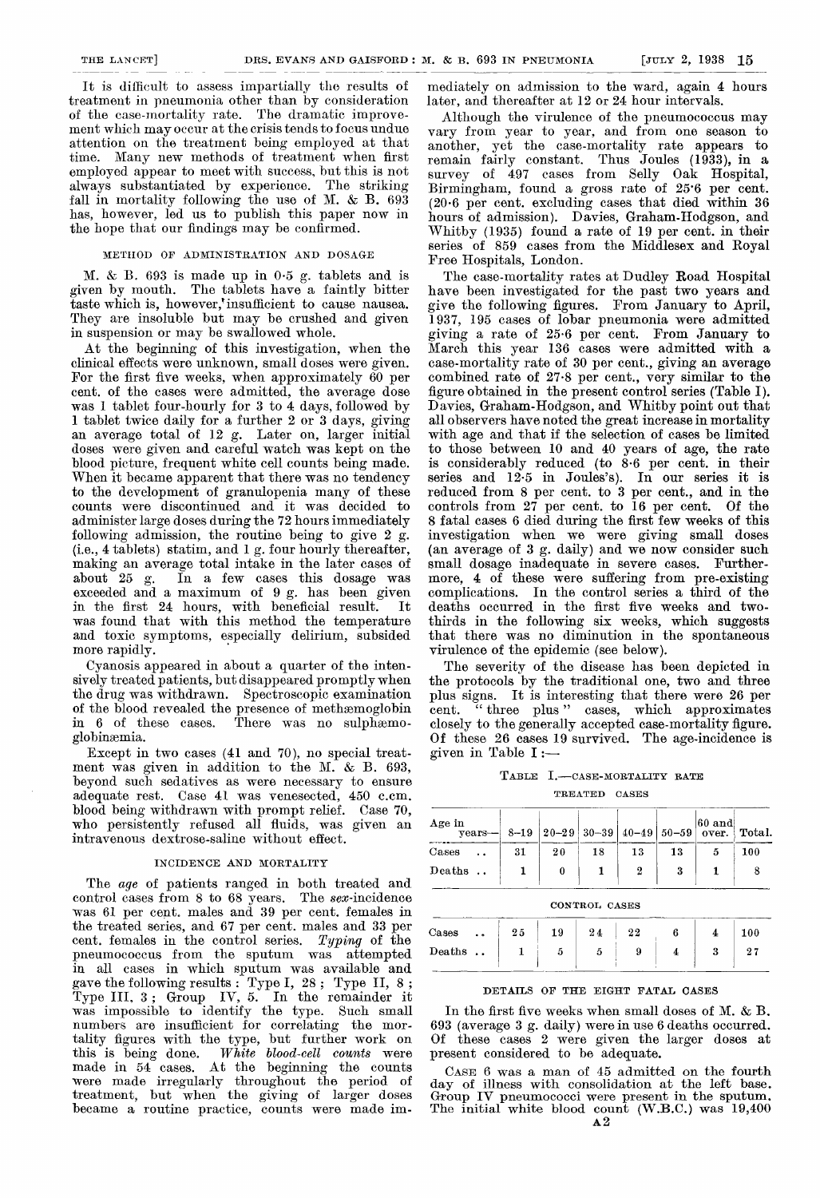It is difficult to assess impartially the results of treatment in pneumonia other than by consideration of the case-mortality rate. The dramatic improvement which may occur at the crisis tends to focus undue attention on the treatment being employed at that time. Many new methods of treatment when first employed appear to meet with success, but this is not always substantiated by experience. The striking fall in mortality following the use of M. & B. 693 has, however, led us to publish this paper now in the hope that our findings may be confirmed.

## METHOD OF ADMINISTRATION AND DOSAGE

M. & B. 693 is made up in 0·5 g. tablets and is given by mouth. The tablets have a faintly bitter taste which is, however, insufficient to cause nausea. They are insoluble but may be crushed and given in suspension or may be swallowed whole.

At the beginning of this investigation, when the clinical effects were unknown, small doses were given. For the first five weeks, when approximately 60 per cent. of the cases were admitted, the average dose was 1 tablet four-hourly for 3 to 4 days, followed by 1 tablet twice daily for a further 2 or 3 days, giving an average total of 12 g. Later on, larger initial doses were given and careful watch was kept on the blood picture, frequent white cell counts being made. When it became apparent that there was no tendency to the development of granulopenia many of these counts were discontinued and it was decided to administer large doses during the 72 hours immediately following admission, the routine being to give 2 g. (i.e., 4 tablets) statim, and 1 g. four hourly thereafter, making an average total intake in the later cases of about 25 g. In a few cases this dosage was exceeded and a maximum of 9 g. has been given in the first 24 hours, with beneficial result. It was found that with this method the temperature and toxic symptoms, especially delirium, subsided more rapidly.

Cyanosis appeared in about a quarter of the intensively treated patients, but disappeared promptly when the drug was withdrawn. Spectroscopic examination of the blood revealed the presence of methæmoglobin in 6 of these cases. There was no sulphæmoglobinæmia.

Except in two cases (41 and 70), no special treatment was given in addition to the M. & B. 693, beyond such sedatives as were necessary to ensure adequate rest. Case 41 was venesected, 450 c.cm. blood being withdrawn with prompt relief. Case 70, who persistently refused all fluids, was given an intravenous dextrose-saline without effect.

## INCIDENCE AND MORTALITY

The *age* of patients ranged in both treated and control cases from 8 to 68 years. The *sex*-incidence was 61 per cent. males and 39 per cent. females in the treated series, and 67 per cent. males and 33 per cent. females in the control series. *Typing* of the pneumococcus from the sputum was attempted in all cases in which sputum was available and gave the following results: Type I, 28; Type II, 8; Type III, 3; Group IV, 5. In the remainder it was impossible to identify the type. Such small numbers are insufficient for correlating the mortality figures with the type, but further work on this is being done. *White blood-cell counts* were made in 54 cases. At the beginning the counts were made irregularly throughout the period of treatment, but when the giving of larger doses became a routine practice, counts were made immediately on admission to the ward, again 4 hours later, and thereafter at 12 or 24 hour intervals.

Although the virulence of the pneumococcus may vary from year to year, and from one season to another, yet the case-mortality rate appears to remain fairly constant. Thus Joules (1933), in a survey of 497 cases from Selly Oak Hospital, Birmingham, found a gross rate of 25·6 per cent. (20·6 per cent. excluding cases that died within 36 hours of admission). Davies, Graham-Hodgson, and Whitby (1935) found a rate of 19 per cent. in their series of 859 cases from the Middlesex and Royal Free Hospitals, London.

The case-mortality rates at Dudley Road Hospital have been investigated for the past two years and give the following figures. From January to April, 1937, 195 cases of lobar pneumonia were admitted giving a rate of 25·6 per cent. From January to March this year 136 cases were admitted with a case-mortality rate of 30 per cent., giving an average combined rate of 27·8 per cent., very similar to the figure obtained in the present control series (Table I). Davies, Graham-Hodgson, and Whitby point out that all observers have noted the great increase in mortality with age and that if the selection of cases be limited to those between 10 and 40 years of age, the rate is considerably reduced (to 8·6 per cent. in their series and 12·5 in Joules's). In our series it is reduced from 8 per cent. to 3 per cent., and in the controls from 27 per cent. to 16 per cent. Of the 8 fatal cases 6 died during the first few weeks of this investigation when we were giving small doses (an average of 3 g. daily) and we now consider such small dosage inadequate in severe cases. Furthermore, 4 of these were suffering from pre-existing complications. In the control series a third of the deaths occurred in the first five weeks and two-thirds in the following six weeks, which suggests that there was no diminution in the spontaneous virulence of the epidemic (see below).

The severity of the disease has been depicted in the protocols by the traditional one, two and three plus signs. It is interesting that there were 26 per cent. "three plus" cases, which approximates closely to the generally accepted case-mortality figure. Of these 26 cases 19 survived. The age-incidence is given in Table I:—

TABLE I.—CASE-MORTALITY RATE

| Age in years— | 8–19 | 20–29 | 30–39 | 40–49 | 50–59 | 60 and over. | Total. |
|---|---|---|---|---|---|---|---|
| **TREATED CASES** | | | | | | | |
| Cases .. | 31 | 20 | 18 | 13 | 13 | 5 | 100 |
| Deaths .. | 1 | 0 | 1 | 2 | 3 | 1 | 8 |
| **CONTROL CASES** | | | | | | | |
| Cases .. | 25 | 19 | 24 | 22 | 6 | 4 | 100 |
| Deaths .. | 1 | 5 | 5 | 9 | 4 | 3 | 27 |

## DETAILS OF THE EIGHT FATAL CASES

In the first five weeks when small doses of M. & B. 693 (average 3 g. daily) were in use 6 deaths occurred. Of these cases 2 were given the larger doses at present considered to be adequate.

CASE 6 was a man of 45 admitted on the fourth day of illness with consolidation at the left base. Group IV pneumococci were present in the sputum. The initial white blood count (W.B.C.) was 19,400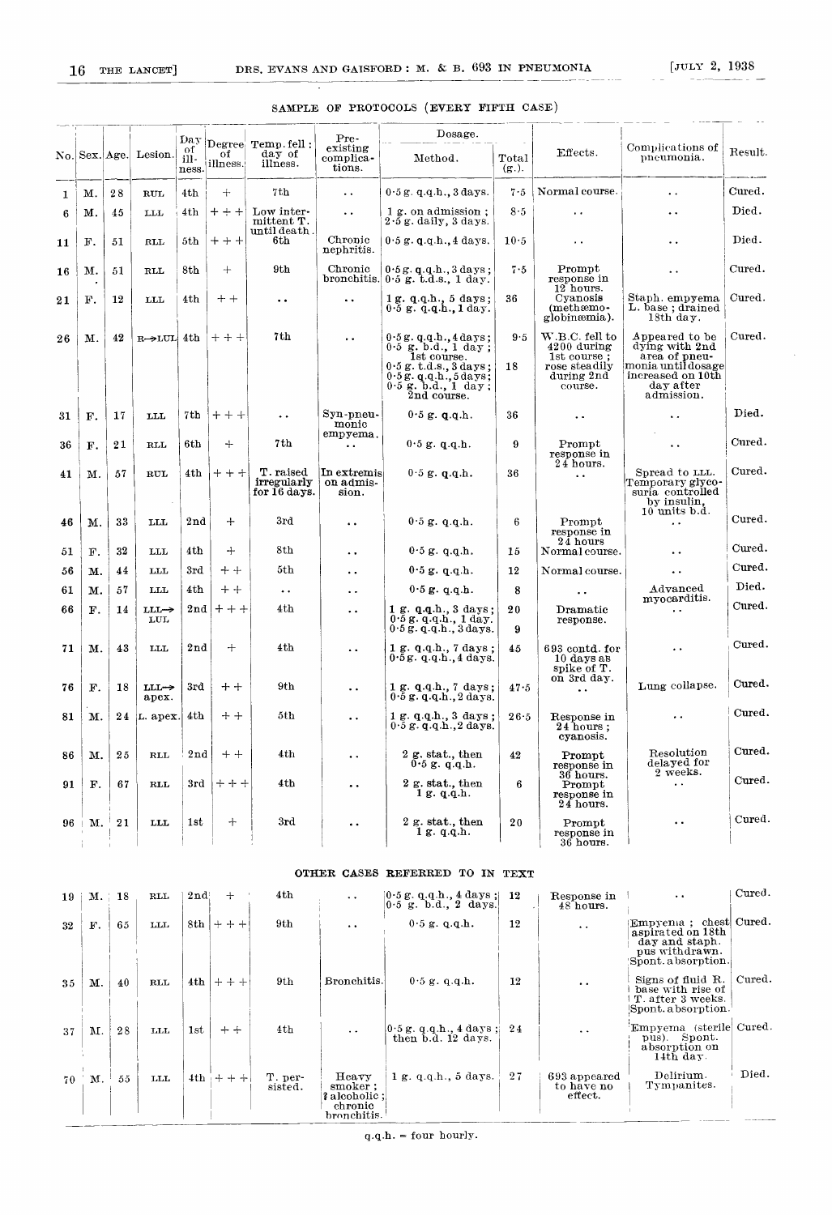SAMPLE OF PROTOCOLS (EVERY FIFTH CASE)

| No. | Sex. | Age. | Lesion. | Day of ill-ness. | Degree of illness. | Temp. fell: day of illness. | Pre-existing complica-tions. | Dosage. Method. | Total (g.). | Effects. | Complications of pneumonia. | Result. |
|---|---|---|---|---|---|---|---|---|---|---|---|---|
| 1 | M. | 28 | RUL | 4th | + | 7th | .. | 0·5 g. q.q.h., 3 days. | 7·5 | Normal course. | .. | Cured. |
| 6 | M. | 45 | LLL | 4th | + + + | Low intermittent T. until death. | .. | 1 g. on admission; 2·5 g. daily, 3 days. | 8·5 | .. | .. | Died. |
| 11 | F. | 51 | RLL | 5th | + + + | 6th | Chronic nephritis. | 0·5 g. q.q.h., 4 days. | 10·5 | .. | .. | Died. |
| 16 | M. | 51 | RLL | 8th | + | 9th | Chronic bronchitis. | 0·5 g. q.q.h., 3 days; 0·5 g. t.d.s., 1 day. | 7·5 | Prompt response in 12 hours. | .. | Cured. |
| 21 | F. | 12 | LLL | 4th | + + | .. | .. | 1 g. q.q.h., 5 days; 0·5 g. q.q.h., 1 day. | 36 | Cyanosis (methæmo-globinæmia). | Staph. empyema L. base; drained 18th day. | Cured. |
| 26 | M. | 42 | R→LUL | 4th | + + + | 7th | .. | 0·5 g. q.q.h., 4 days; 0·5 g. b.d., 1 day; 1st course. 0·5 g. t.d.s., 3 days; 0·5 g. q.q.h., 5 days; 0·5 g. b.d., 1 day; 2nd course. | 9·5 18 | W.B.C. fell to 4200 during 1st course; rose steadily during 2nd course. | Appeared to be dying with 2nd area of pneumonia until dosage increased on 10th day after admission. | Cured. |
| 31 | F. | 17 | LLL | 7th | + + + | .. | Syn-pneumonic empyema. | 0·5 g. q.q.h. | 36 | .. | .. | Died. |
| 36 | F. | 21 | RLL | 6th | + | 7th | .. | 0·5 g. q.q.h. | 9 | Prompt response in 24 hours. | .. | Cured. |
| 41 | M. | 57 | RUL | 4th | + + + | T. raised irregularly for 16 days. | In extremis on admission. | 0·5 g. q.q.h. | 36 | .. | Spread to LLL. Temporary glycosuria controlled by insulin, 10 units b.d. | Cured. |
| 46 | M. | 33 | LLL | 2nd | + | 3rd | .. | 0·5 g. q.q.h. | 6 | Prompt response in 24 hours | .. | Cured. |
| 51 | F. | 32 | LLL | 4th | + | 8th | .. | 0·5 g. q.q.h. | 15 | Normal course. | .. | Cured. |
| 56 | M. | 44 | LLL | 3rd | + + | 5th | .. | 0·5 g. q.q.h. | 12 | Normal course. | .. | Cured. |
| 61 | M. | 57 | LLL | 4th | + + | .. | .. | 0·5 g. q.q.h. | 8 | .. | Advanced myocarditis. | Died. |
| 66 | F. | 14 | LLL→ LUL | 2nd | + + + | 4th | .. | 1 g. q.q.h., 3 days; 0·5 g. q.q.h., 1 day. 0·5 g. q.q.h., 3 days. | 20 9 | Dramatic response. | .. | Cured. |
| 71 | M. | 43 | LLL | 2nd | + | 4th | .. | 1 g. q.q.h., 7 days; 0·5 g. q.q.h., 4 days. | 45 | 693 contd. for 10 days as spike of T. on 3rd day. | .. | Cured. |
| 76 | F. | 18 | LLL→ apex. | 3rd | + + | 9th | .. | 1 g. q.q.h., 7 days; 0·5 g. q.q.h., 2 days. | 47·5 | .. | Lung collapse. | Cured. |
| 81 | M. | 24 | L. apex. | 4th | + + | 5th | .. | 1 g. q.q.h., 3 days; 0·5 g. q.q.h., 2 days. | 26·5 | Response in 24 hours; cyanosis. | .. | Cured. |
| 86 | M. | 25 | RLL | 2nd | + + | 4th | .. | 2 g. stat., then 0·5 g. q.q.h. | 42 | Prompt response in 36 hours. | Resolution delayed for 2 weeks. | Cured. |
| 91 | F. | 67 | RLL | 3rd | + + + | 4th | .. | 2 g. stat., then 1 g. q.q.h. | 6 | Prompt response in 24 hours. | .. | Cured. |
| 96 | M. | 21 | LLL | 1st | + | 3rd | .. | 2 g. stat., then 1 g. q.q.h. | 20 | Prompt response in 36 hours. | .. | Cured. |

OTHER CASES REFERRED TO IN TEXT

| No. | Sex. | Age. | Lesion. | Day of ill-ness. | Degree of illness. | Temp. fell: day of illness. | Pre-existing complica-tions. | Dosage. Method. | Total (g.). | Effects. | Complications of pneumonia. | Result. |
|---|---|---|---|---|---|---|---|---|---|---|---|---|
| 19 | M. | 18 | RLL | 2nd | + | 4th | .. | 0·5 g. q.q.h., 4 days; 0·5 g. b.d., 2 days. | 12 | Response in 48 hours. | .. | Cured. |
| 32 | F. | 65 | LLL | 8th | + + + | 9th | .. | 0·5 g. q.q.h. | 12 | .. | Empyema; chest aspirated on 18th day and staph. pus withdrawn. Spont. absorption. | Cured. |
| 35 | M. | 40 | RLL | 4th | + + + | 9th | Bronchitis. | 0·5 g. q.q.h. | 12 | .. | Signs of fluid R. base with rise of T. after 3 weeks. Spont. absorption. | Cured. |
| 37 | M. | 28 | LLL | 1st | + + | 4th | .. | 0·5 g. q.q.h., 4 days; then b.d. 12 days. | 24 | .. | Empyema (sterile pus). Spont. absorption on 14th day. | Cured. |
| 70 | M. | 55 | LLL | 4th | + + + | T. persisted. | Heavy smoker; ? alcoholic; chronic bronchitis. | 1 g. q.q.h., 5 days. | 27 | 693 appeared to have no effect. | Delirium. Tympanites. | Died. |

q.q.h. = four hourly.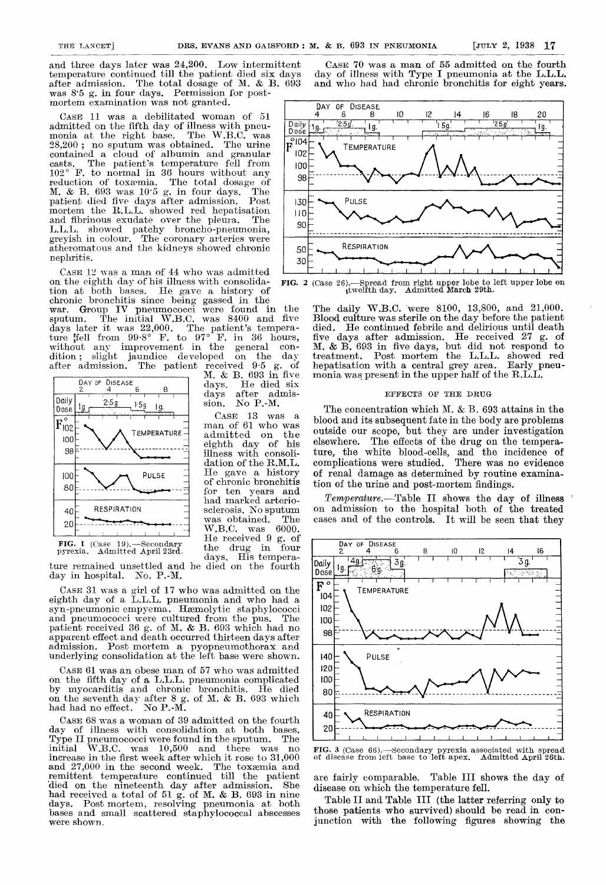and three days later was 24,200. Low intermittent temperature continued till the patient died six days after admission. The total dosage of M. & B. 693 was 8·5 g. in four days. Permission for post-mortem examination was not granted.

CASE 11 was a debilitated woman of 51 admitted on the fifth day of illness with pneumonia at the right base. The W.B.C. was 28,200; no sputum was obtained. The urine contained a cloud of albumin and granular casts. The patient's temperature fell from 102° F. to normal in 36 hours without any reduction of toxæmia. The total dosage of M. & B. 693 was 10·5 g. in four days. The patient died five days after admission. Post mortem the R.L.L. showed red hepatisation and fibrinous exudate over the pleura. The L.L.L. showed patchy broncho-pneumonia, greyish in colour. The coronary arteries were atheromatous and the kidneys showed chronic nephritis.

CASE 12 was a man of 44 who was admitted on the eighth day of his illness with consolidation at both bases. He gave a history of chronic bronchitis since being gassed in the war. Group IV pneumococci were found in the sputum. The initial W.B.C. was 8400 and five days later it was 22,000. The patient's temperature fell from 99·8° F. to 97° F. in 36 hours, without any improvement in the general condition; slight jaundice developed on the day after admission. The patient received 9·5 g. of M. & B. 693 in five days. He died six days after admission. No P.-M.

DAY OF DISEASE
2 4 6 8
Daily Dose
1g. 2·5g. 1·5g. 1g.
F°
102
100
98
TEMPERATURE
100
80
PULSE
40
20
RESPIRATION

FIG. 1 (Case 19).—Secondary pyrexia. Admitted April 23rd.

CASE 13 was a man of 61 who was admitted on the eighth day of his illness with consolidation of the R.M.L. He gave a history of chronic bronchitis for ten years and had marked arteriosclerosis. No sputum was obtained. The W.B.C. was 6000. He received 9 g. of the drug in four days. His temperature remained unsettled and he died on the fourth day in hospital. No. P.-M.

CASE 31 was a girl of 17 who was admitted on the eighth day of a L.L.L. pneumonia and who had a syn-pneumonic empyema. Hæmolytic staphylococci and pneumococci were cultured from the pus. The patient received 36 g. of M. & B. 693 which had no apparent effect and death occurred thirteen days after admission. Post mortem a pyopneumothorax and underlying consolidation at the left base were shown.

CASE 61 was an obese man of 57 who was admitted on the fifth day of a L.L.L. pneumonia complicated by myocarditis and chronic bronchitis. He died on the seventh day after 8 g. of M. & B. 693 which had had no effect. No P.-M.

CASE 68 was a woman of 39 admitted on the fourth day of illness with consolidation at both bases. Type II pneumococci were found in the sputum. The initial W.B.C. was 10,500 and there was no increase in the first week after which it rose to 31,000 and 27,000 in the second week. The toxæmia and remittent temperature continued till the patient died on the nineteenth day after admission. She had received a total of 51 g. of M. & B. 693 in nine days. Post mortem, resolving pneumonia at both bases and small scattered staphylococcal abscesses were shown.

CASE 70 was a man of 55 admitted on the fourth day of illness with Type I pneumonia at the L.L.L. and who had had chronic bronchitis for eight years.

DAY OF DISEASE
4 6 8 10 12 14 16 18 20
Daily Dose
1g. 2·5g. 1g. 1·5g. 2·5g. 1g.
F
104
102
100
98
TEMPERATURE
130
110
90
PULSE
50
30
RESPIRATION

FIG. 2 (Case 26).—Spread from right upper lobe to left upper lobe on twelfth day. Admitted March 29th.

The daily W.B.C. were 8100, 13,800, and 21,000. Blood culture was sterile on the day before the patient died. He continued febrile and delirious until death five days after admission. He received 27 g. of M. & B. 693 in five days, but did not respond to treatment. Post mortem the L.L.L. showed red hepatisation with a central grey area. Early pneumonia was present in the upper half of the R.L.L.

## EFFECTS OF THE DRUG

The concentration which M. & B. 693 attains in the blood and its subsequent fate in the body are problems outside our scope, but they are under investigation elsewhere. The effects of the drug on the temperature, the white blood-cells, and the incidence of complications were studied. There was no evidence of renal damage as determined by routine examination of the urine and post-mortem findings.

*Temperature*.—Table II shows the day of illness on admission to the hospital both of the treated cases and of the controls. It will be seen that they

DAY OF DISEASE
2 4 6 8 10 12 14 16
Daily Dose
1g. 4g. 6g. 3g. 3g.
F°
104
102
100
98
TEMPERATURE
140
120
100
80
PULSE
40
20
RESPIRATION

FIG. 3 (Case 66).—Secondary pyrexia associated with spread of disease from left base to left apex. Admitted April 26th.

are fairly comparable. Table III shows the day of disease on which the temperature fell.

Table II and Table III (the latter referring only to those patients who survived) should be read in conjunction with the following figures showing the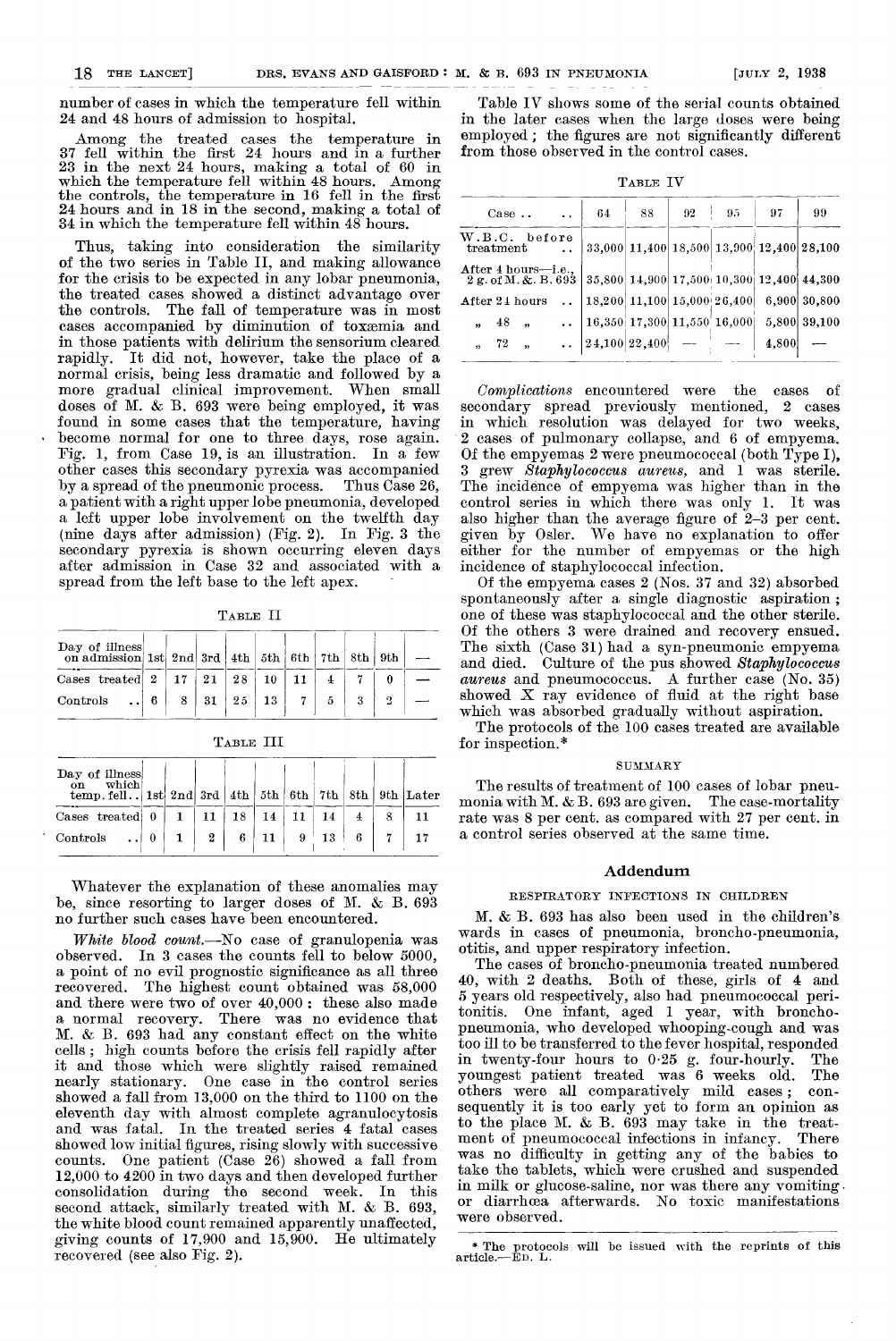number of cases in which the temperature fell within 24 and 48 hours of admission to hospital.

Among the treated cases the temperature in 37 fell within the first 24 hours and in a further 23 in the next 24 hours, making a total of 60 in which the temperature fell within 48 hours. Among the controls, the temperature in 16 fell in the first 24 hours and in 18 in the second, making a total of 34 in which the temperature fell within 48 hours.

Thus, taking into consideration the similarity of the two series in Table II, and making allowance for the crisis to be expected in any lobar pneumonia, the treated cases showed a distinct advantage over the controls. The fall of temperature was in most cases accompanied by diminution of toxæmia and in those patients with delirium the sensorium cleared rapidly. It did not, however, take the place of a normal crisis, being less dramatic and followed by a more gradual clinical improvement. When small doses of M. & B. 693 were being employed, it was found in some cases that the temperature, having become normal for one to three days, rose again. Fig. 1, from Case 19, is an illustration. In a few other cases this secondary pyrexia was accompanied by a spread of the pneumonic process. Thus Case 26, a patient with a right upper lobe pneumonia, developed a left upper lobe involvement on the twelfth day (nine days after admission) (Fig. 2). In Fig. 3 the secondary pyrexia is shown occurring eleven days after admission in Case 32 and associated with a spread from the left base to the left apex.

TABLE II

| Day of illness on admission | 1st | 2nd | 3rd | 4th | 5th | 6th | 7th | 8th | 9th | — |
|---|---|---|---|---|---|---|---|---|---|---|
| Cases treated | 2 | 17 | 21 | 28 | 10 | 11 | 4 | 7 | 0 | — |
| Controls | 6 | 8 | 31 | 25 | 13 | 7 | 5 | 3 | 2 | — |

TABLE III

| Day of illness on which temp. fell | 1st | 2nd | 3rd | 4th | 5th | 6th | 7th | 8th | 9th | Later |
|---|---|---|---|---|---|---|---|---|---|---|
| Cases treated | 0 | 1 | 11 | 18 | 14 | 11 | 14 | 4 | 8 | 11 |
| Controls | 0 | 1 | 2 | 6 | 11 | 9 | 13 | 6 | 7 | 17 |

Whatever the explanation of these anomalies may be, since resorting to larger doses of M. & B. 693 no further such cases have been encountered.

*White blood count.*—No case of granulopenia was observed. In 3 cases the counts fell to below 5000, a point of no evil prognostic significance as all three recovered. The highest count obtained was 58,000 and there were two of over 40,000: these also made a normal recovery. There was no evidence that M. & B. 693 had any constant effect on the white cells; high counts before the crisis fell rapidly after it and those which were slightly raised remained nearly stationary. One case in the control series showed a fall from 13,000 on the third to 1100 on the eleventh day with almost complete agranulocytosis and was fatal. In the treated series 4 fatal cases showed low initial figures, rising slowly with successive counts. One patient (Case 26) showed a fall from 12,000 to 4200 in two days and then developed further consolidation during the second week. In this second attack, similarly treated with M. & B. 693, the white blood count remained apparently unaffected, giving counts of 17,900 and 15,900. He ultimately recovered (see also Fig. 2).

Table IV shows some of the serial counts obtained in the later cases when the large doses were being employed; the figures are not significantly different from those observed in the control cases.

TABLE IV

| Case .. | 64 | 88 | 92 | 95 | 97 | 99 |
|---|---|---|---|---|---|---|
| W.B.C. before treatment | 33,000 | 11,400 | 18,500 | 13,900 | 12,400 | 28,100 |
| After 4 hours—i.e., 2 g. of M. & B. 693 | 35,800 | 14,900 | 17,500 | 10,300 | 12,400 | 44,300 |
| After 24 hours | 18,200 | 11,100 | 15,000 | 26,400 | 6,900 | 30,800 |
| „ 48 „ | 16,350 | 17,300 | 11,550 | 16,000 | 5,800 | 39,100 |
| „ 72 „ | 24,100 | 22,400 | — | — | 4,800 | — |

*Complications* encountered were the cases of secondary spread previously mentioned, 2 cases in which resolution was delayed for two weeks, 2 cases of pulmonary collapse, and 6 of empyema. Of the empyemas 2 were pneumococcal (both Type I), 3 grew ***Staphylococcus aureus***, and 1 was sterile. The incidence of empyema was higher than in the control series in which there was only 1. It was also higher than the average figure of 2–3 per cent. given by Osler. We have no explanation to offer either for the number of empyemas or the high incidence of staphylococcal infection.

Of the empyema cases 2 (Nos. 37 and 32) absorbed spontaneously after a single diagnostic aspiration; one of these was staphylococcal and the other sterile. Of the others 3 were drained and recovery ensued. The sixth (Case 31) had a syn-pneumonic empyema and died. Culture of the pus showed ***Staphylococcus aureus*** and pneumococcus. A further case (No. 35) showed X ray evidence of fluid at the right base which was absorbed gradually without aspiration.

The protocols of the 100 cases treated are available for inspection.*

SUMMARY

The results of treatment of 100 cases of lobar pneumonia with M. & B. 693 are given. The case-mortality rate was 8 per cent. as compared with 27 per cent. in a control series observed at the same time.

## Addendum

RESPIRATORY INFECTIONS IN CHILDREN

M. & B. 693 has also been used in the children's wards in cases of pneumonia, broncho-pneumonia, otitis, and upper respiratory infection.

The cases of broncho-pneumonia treated numbered 40, with 2 deaths. Both of these, girls of 4 and 5 years old respectively, also had pneumococcal peritonitis. One infant, aged 1 year, with broncho-pneumonia, who developed whooping-cough and was too ill to be transferred to the fever hospital, responded in twenty-four hours to 0·25 g. four-hourly. The youngest patient treated was 6 weeks old. The others were all comparatively mild cases; consequently it is too early yet to form an opinion as to the place M. & B. 693 may take in the treatment of pneumococcal infections in infancy. There was no difficulty in getting any of the babies to take the tablets, which were crushed and suspended in milk or glucose-saline, nor was there any vomiting or diarrhœa afterwards. No toxic manifestations were observed.

* The protocols will be issued with the reprints of this article.—ED. L.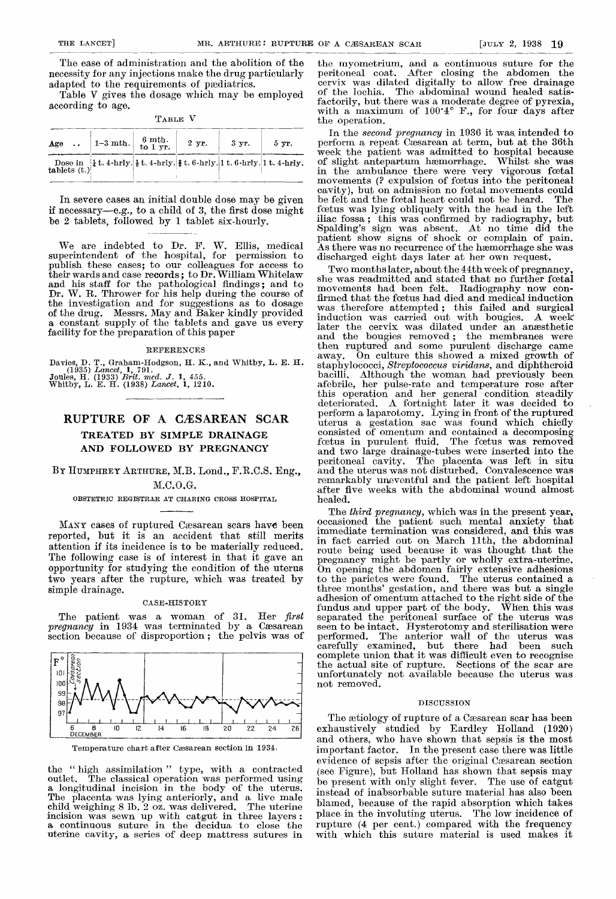The ease of administration and the abolition of the necessity for any injections make the drug particularly adapted to the requirements of pædiatrics.

Table V gives the dosage which may be employed according to age.

TABLE V

| Age .. | 1–3 mth. | 6 mth. to 1 yr. | 2 yr. | 3 yr. | 5 yr. |
|---|---|---|---|---|---|
| Dose in tablets (t.) | ¼ t. 4-hrly. | ½ t. 4-hrly. | ¾ t. 6-hrly. | 1 t. 6-hrly. | 1 t. 4-hrly. |

In severe cases an initial double dose may be given if necessary—e.g., to a child of 3, the first dose might be 2 tablets, followed by 1 tablet six-hourly.

We are indebted to Dr. F. W. Ellis, medical superintendent of the hospital, for permission to publish these cases; to our colleagues for access to their wards and case records; to Dr. William Whitelaw and his staff for the pathological findings; and to Dr. W. R. Thrower for his help during the course of the investigation and for suggestions as to dosage of the drug. Messrs. May and Baker kindly provided a constant supply of the tablets and gave us every facility for the preparation of this paper

REFERENCES

Davies, D. T., Graham-Hodgson, H. K., and Whitby, L. E. H. (1935) *Lancet*, **1**, 791.
Joules, H. (1933) *Brit. med. J.* **1**, 455.
Whitby, L. E. H. (1938) *Lancet*, **1**, 1210.

# RUPTURE OF A CÆSAREAN SCAR

## TREATED BY SIMPLE DRAINAGE AND FOLLOWED BY PREGNANCY

By HUMPHREY ARTHURE, M.B. Lond., F.R.C.S. Eng., M.C.O.G.

OBSTETRIC REGISTRAR AT CHARING CROSS HOSPITAL

MANY cases of ruptured Cæsarean scars have been reported, but it is an accident that still merits attention if its incidence is to be materially reduced. The following case is of interest in that it gave an opportunity for studying the condition of the uterus two years after the rupture, which was treated by simple drainage.

### CASE-HISTORY

The patient was a woman of 31. Her *first pregnancy* in 1934 was terminated by a Cæsarean section because of disproportion; the pelvis was of

F°
101
100
99
98
97
Cæsarean section
6 8 10 12 14 16 18 20 22 24 26
DECEMBER

Temperature chart after Cæsarean section in 1934.

the "high assimilation" type, with a contracted outlet. The classical operation was performed using a longitudinal incision in the body of the uterus. The placenta was lying anteriorly, and a live male child weighing 8 lb. 2 oz. was delivered. The uterine incision was sewn up with catgut in three layers: a continuous suture in the decidua to close the uterine cavity, a series of deep mattress sutures in the myometrium, and a continuous suture for the peritoneal coat. After closing the abdomen the cervix was dilated digitally to allow free drainage of the lochia. The abdominal wound healed satisfactorily, but there was a moderate degree of pyrexia, with a maximum of 100·4° F., for four days after the operation.

In the *second pregnancy* in 1936 it was intended to perform a repeat Cæsarean at term, but at the 36th week the patient was admitted to hospital because of slight antepartum hæmorrhage. Whilst she was in the ambulance there were very vigorous fœtal movements (? expulsion of fœtus into the peritoneal cavity), but on admission no fœtal movements could be felt and the fœtal heart could not be heard. The fœtus was lying obliquely with the head in the left iliac fossa; this was confirmed by radiography, but Spalding's sign was absent. At no time did the patient show signs of shock or complain of pain. As there was no recurrence of the hæmorrhage she was discharged eight days later at her own request.

Two months later, about the 44th week of pregnancy, she was readmitted and stated that no further fœtal movements had been felt. Radiography now confirmed that the fœtus had died and medical induction was therefore attempted; this failed and surgical induction was carried out with bougies. A week later the cervix was dilated under an anæsthetic and the bougies removed; the membranes were then ruptured and some purulent discharge came away. On culture this showed a mixed growth of staphylococci, *Streptococcus viridans*, and diphtheroid bacilli. Although the woman had previously been afebrile, her pulse-rate and temperature rose after this operation and her general condition steadily deteriorated. A fortnight later it was decided to perform a laparotomy. Lying in front of the ruptured uterus a gestation sac was found which chiefly consisted of omentum and contained a decomposing fœtus in purulent fluid. The fœtus was removed and two large drainage-tubes were inserted into the peritoneal cavity. The placenta was left in situ and the uterus was not disturbed. Convalescence was remarkably uneventful and the patient left hospital after five weeks with the abdominal wound almost healed.

The *third pregnancy*, which was in the present year, occasioned the patient such mental anxiety that immediate termination was considered, and this was in fact carried out on March 11th, the abdominal route being used because it was thought that the pregnancy might be partly or wholly extra-uterine. On opening the abdomen fairly extensive adhesions to the parietes were found. The uterus contained a three months' gestation, and there was but a single adhesion of omentum attached to the right side of the fundus and upper part of the body. When this was separated the peritoneal surface of the uterus was seen to be intact. Hysterotomy and sterilisation were performed. The anterior wall of the uterus was carefully examined, but there had been such complete union that it was difficult even to recognise the actual site of rupture. Sections of the scar are unfortunately not available because the uterus was not removed.

### DISCUSSION

The ætiology of rupture of a Cæsarean scar has been exhaustively studied by Eardley Holland (1920) and others, who have shown that sepsis is the most important factor. In the present case there was little evidence of sepsis after the original Cæsarean section (see Figure), but Holland has shown that sepsis may be present with only slight fever. The use of catgut instead of inabsorbable suture material has also been blamed, because of the rapid absorption which takes place in the involuting uterus. The low incidence of rupture (4 per cent.) compared with the frequency with which this suture material is used makes it